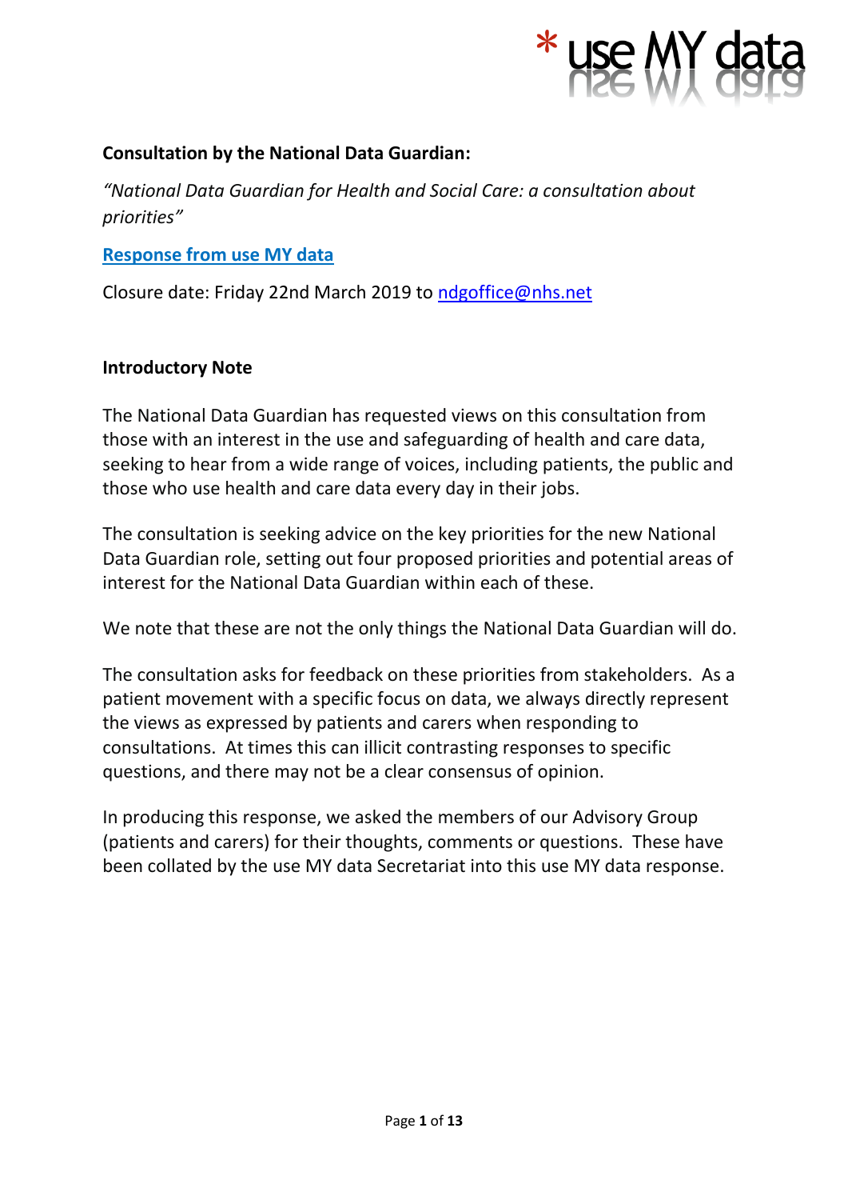**Consultation by the National Data Guardian:**

*"National Data Guardian for Health and Social Care: a consultation about priorities"*

**Response from use MY data**

Closure date: Friday 22nd March 2019 to ndgoffice@nhs.net

**Introductory Note**

The National Data Guardian has requested views on this consultation from those with an interest in the use and safeguarding of health and care data, seeking to hear from a wide range of voices, including patients, the public and those who use health and care data every day in their jobs.

The consultation is seeking advice on the key priorities for the new National Data Guardian role, setting out four proposed priorities and potential areas of interest for the National Data Guardian within each of these.

We note that these are not the only things the National Data Guardian will do.

The consultation asks for feedback on these priorities from stakeholders. As a patient movement with a specific focus on data, we always directly represent the views as expressed by patients and carers when responding to consultations. At times this can illicit contrasting responses to specific questions, and there may not be a clear consensus of opinion.

In producing this response, we asked the members of our Advisory Group (patients and carers) for their thoughts, comments or questions. These have been collated by the use MY data Secretariat into this use MY data response.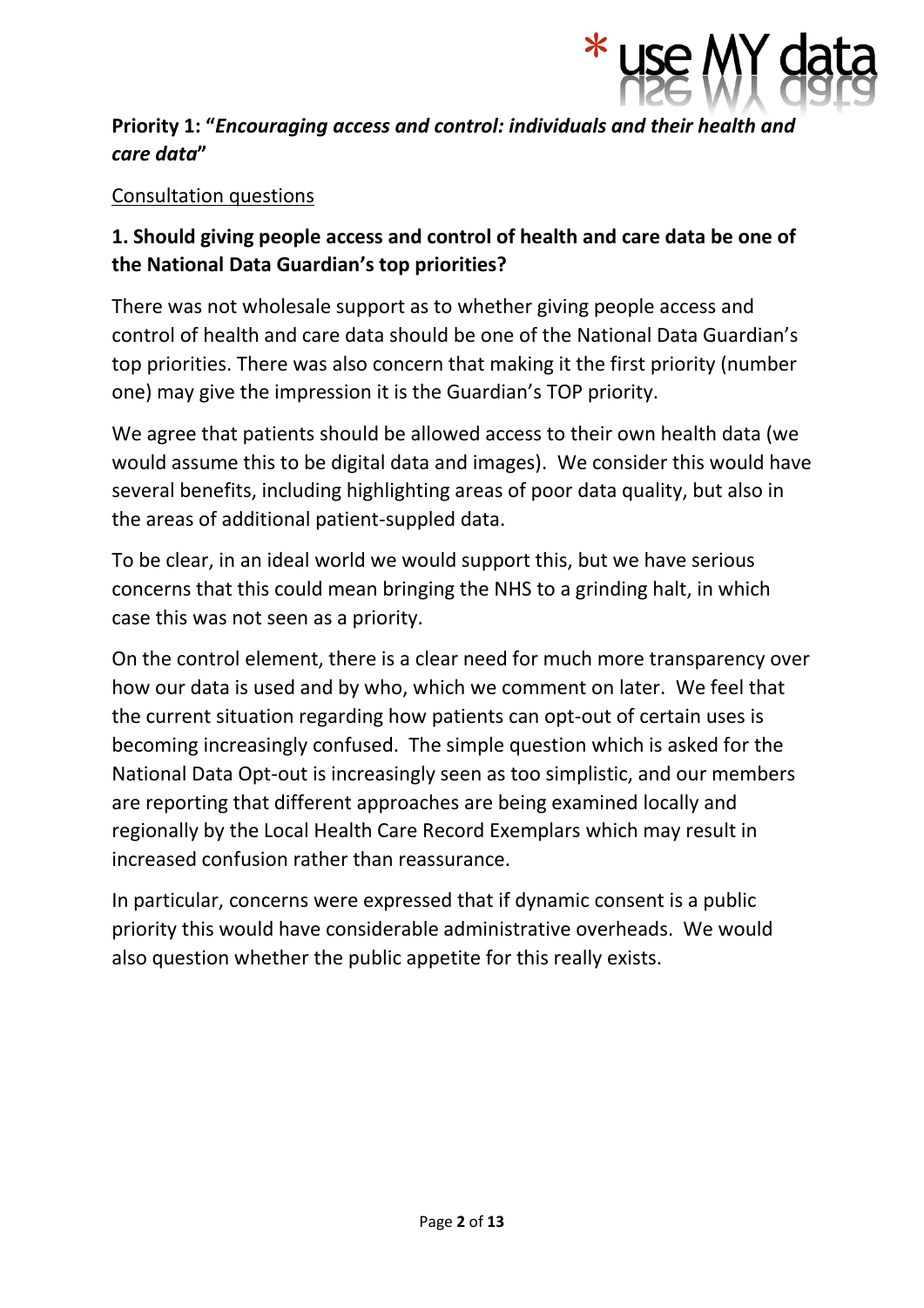**Priority 1: "*Encouraging access and control: individuals and their health and care data*"**

Consultation questions

**1. Should giving people access and control of health and care data be one of the National Data Guardian's top priorities?**

There was not wholesale support as to whether giving people access and control of health and care data should be one of the National Data Guardian's top priorities. There was also concern that making it the first priority (number one) may give the impression it is the Guardian's TOP priority.

We agree that patients should be allowed access to their own health data (we would assume this to be digital data and images). We consider this would have several benefits, including highlighting areas of poor data quality, but also in the areas of additional patient-suppled data.

To be clear, in an ideal world we would support this, but we have serious concerns that this could mean bringing the NHS to a grinding halt, in which case this was not seen as a priority.

On the control element, there is a clear need for much more transparency over how our data is used and by who, which we comment on later. We feel that the current situation regarding how patients can opt-out of certain uses is becoming increasingly confused. The simple question which is asked for the National Data Opt-out is increasingly seen as too simplistic, and our members are reporting that different approaches are being examined locally and regionally by the Local Health Care Record Exemplars which may result in increased confusion rather than reassurance.

In particular, concerns were expressed that if dynamic consent is a public priority this would have considerable administrative overheads. We would also question whether the public appetite for this really exists.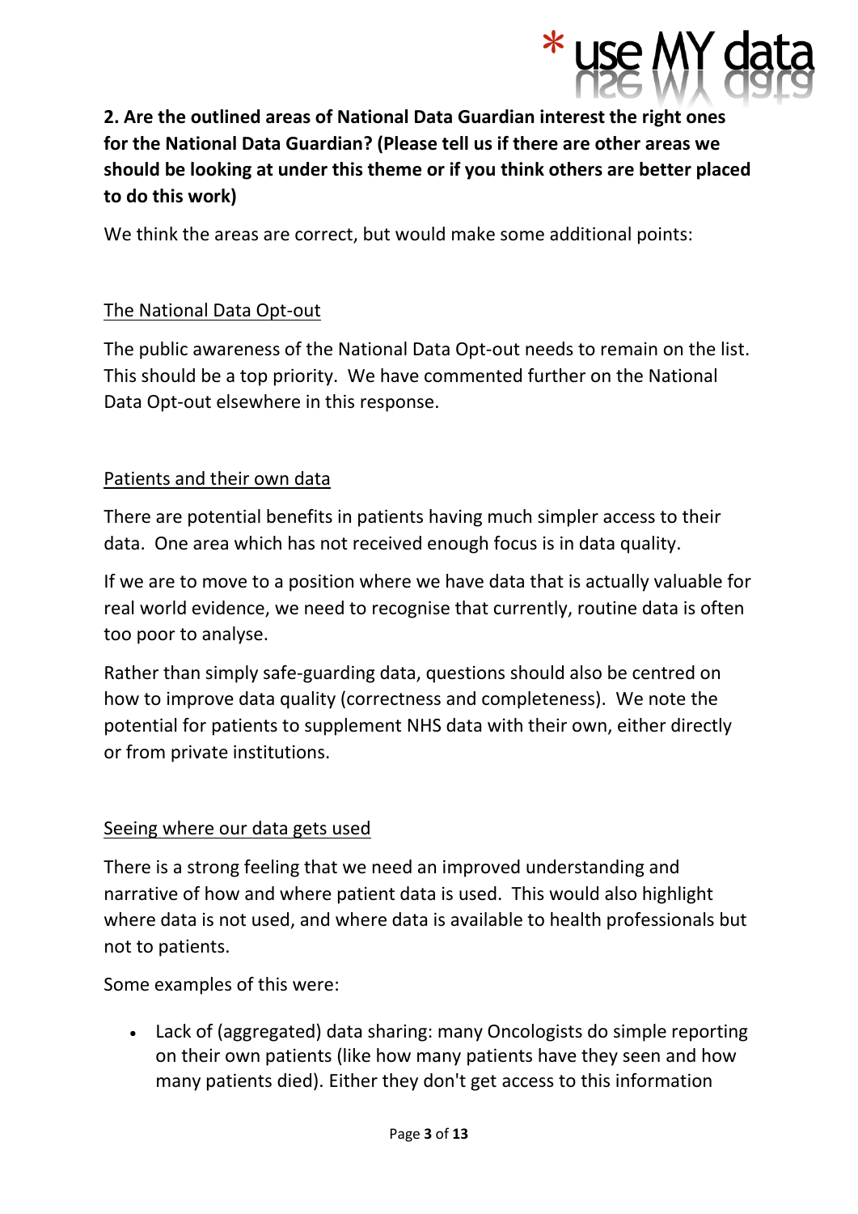**2. Are the outlined areas of National Data Guardian interest the right ones for the National Data Guardian? (Please tell us if there are other areas we should be looking at under this theme or if you think others are better placed to do this work)**

We think the areas are correct, but would make some additional points:

<u>The National Data Opt-out</u>

The public awareness of the National Data Opt-out needs to remain on the list. This should be a top priority. We have commented further on the National Data Opt-out elsewhere in this response.

<u>Patients and their own data</u>

There are potential benefits in patients having much simpler access to their data. One area which has not received enough focus is in data quality.

If we are to move to a position where we have data that is actually valuable for real world evidence, we need to recognise that currently, routine data is often too poor to analyse.

Rather than simply safe-guarding data, questions should also be centred on how to improve data quality (correctness and completeness). We note the potential for patients to supplement NHS data with their own, either directly or from private institutions.

<u>Seeing where our data gets used</u>

There is a strong feeling that we need an improved understanding and narrative of how and where patient data is used. This would also highlight where data is not used, and where data is available to health professionals but not to patients.

Some examples of this were:

- Lack of (aggregated) data sharing: many Oncologists do simple reporting on their own patients (like how many patients have they seen and how many patients died). Either they don't get access to this information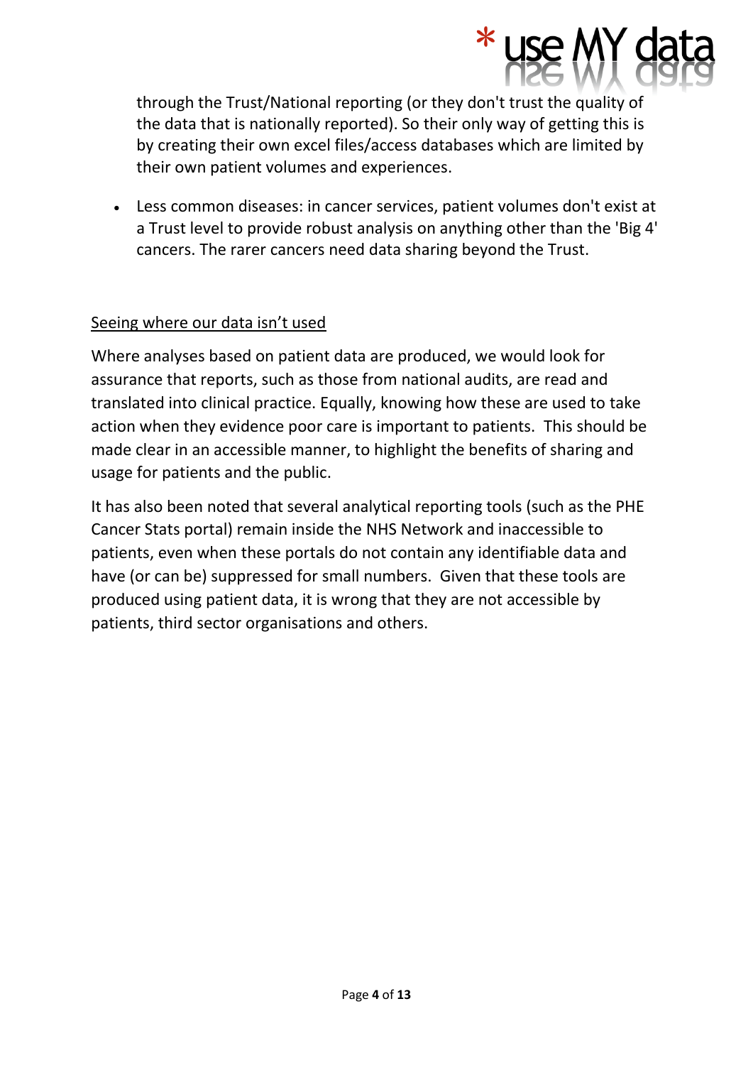through the Trust/National reporting (or they don't trust the quality of the data that is nationally reported). So their only way of getting this is by creating their own excel files/access databases which are limited by their own patient volumes and experiences.

- Less common diseases: in cancer services, patient volumes don't exist at a Trust level to provide robust analysis on anything other than the 'Big 4' cancers. The rarer cancers need data sharing beyond the Trust.

<u>Seeing where our data isn't used</u>

Where analyses based on patient data are produced, we would look for assurance that reports, such as those from national audits, are read and translated into clinical practice. Equally, knowing how these are used to take action when they evidence poor care is important to patients. This should be made clear in an accessible manner, to highlight the benefits of sharing and usage for patients and the public.

It has also been noted that several analytical reporting tools (such as the PHE Cancer Stats portal) remain inside the NHS Network and inaccessible to patients, even when these portals do not contain any identifiable data and have (or can be) suppressed for small numbers. Given that these tools are produced using patient data, it is wrong that they are not accessible by patients, third sector organisations and others.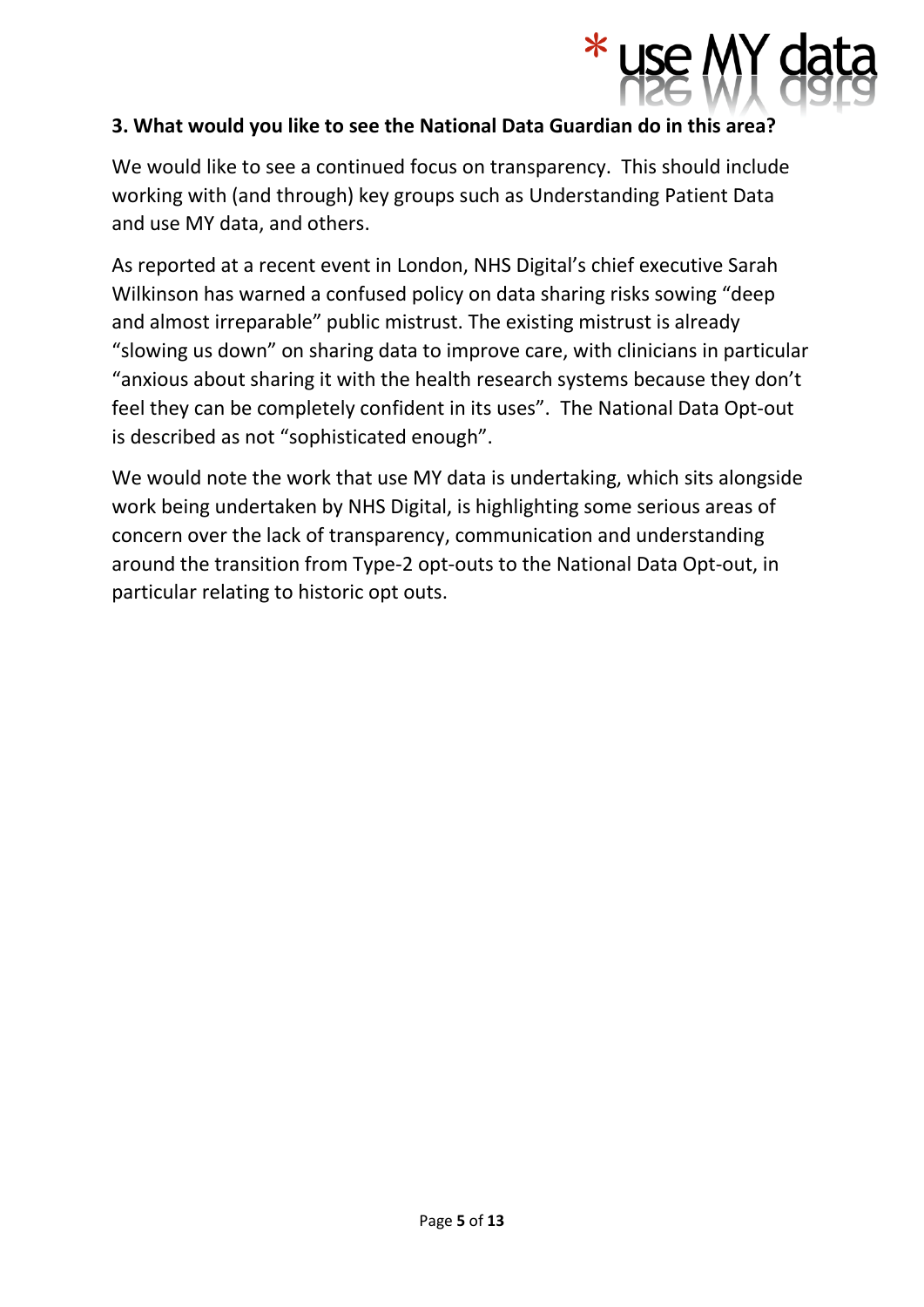**3. What would you like to see the National Data Guardian do in this area?**

We would like to see a continued focus on transparency. This should include working with (and through) key groups such as Understanding Patient Data and use MY data, and others.

As reported at a recent event in London, NHS Digital's chief executive Sarah Wilkinson has warned a confused policy on data sharing risks sowing "deep and almost irreparable" public mistrust. The existing mistrust is already "slowing us down" on sharing data to improve care, with clinicians in particular "anxious about sharing it with the health research systems because they don't feel they can be completely confident in its uses". The National Data Opt-out is described as not "sophisticated enough".

We would note the work that use MY data is undertaking, which sits alongside work being undertaken by NHS Digital, is highlighting some serious areas of concern over the lack of transparency, communication and understanding around the transition from Type-2 opt-outs to the National Data Opt-out, in particular relating to historic opt outs.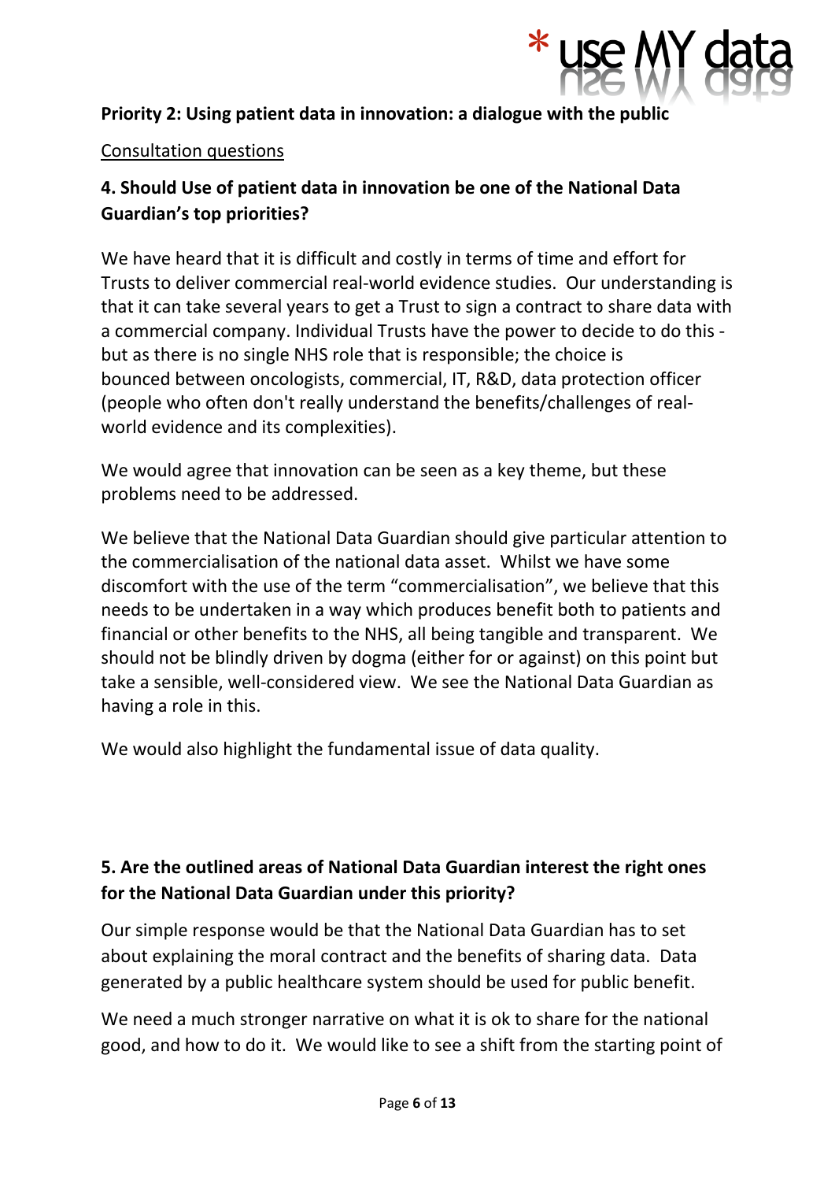**Priority 2: Using patient data in innovation: a dialogue with the public**

Consultation questions

### 4. Should Use of patient data in innovation be one of the National Data Guardian's top priorities?

We have heard that it is difficult and costly in terms of time and effort for Trusts to deliver commercial real-world evidence studies. Our understanding is that it can take several years to get a Trust to sign a contract to share data with a commercial company. Individual Trusts have the power to decide to do this - but as there is no single NHS role that is responsible; the choice is bounced between oncologists, commercial, IT, R&D, data protection officer (people who often don't really understand the benefits/challenges of real-world evidence and its complexities).

We would agree that innovation can be seen as a key theme, but these problems need to be addressed.

We believe that the National Data Guardian should give particular attention to the commercialisation of the national data asset. Whilst we have some discomfort with the use of the term "commercialisation", we believe that this needs to be undertaken in a way which produces benefit both to patients and financial or other benefits to the NHS, all being tangible and transparent. We should not be blindly driven by dogma (either for or against) on this point but take a sensible, well-considered view. We see the National Data Guardian as having a role in this.

We would also highlight the fundamental issue of data quality.

### 5. Are the outlined areas of National Data Guardian interest the right ones for the National Data Guardian under this priority?

Our simple response would be that the National Data Guardian has to set about explaining the moral contract and the benefits of sharing data. Data generated by a public healthcare system should be used for public benefit.

We need a much stronger narrative on what it is ok to share for the national good, and how to do it. We would like to see a shift from the starting point of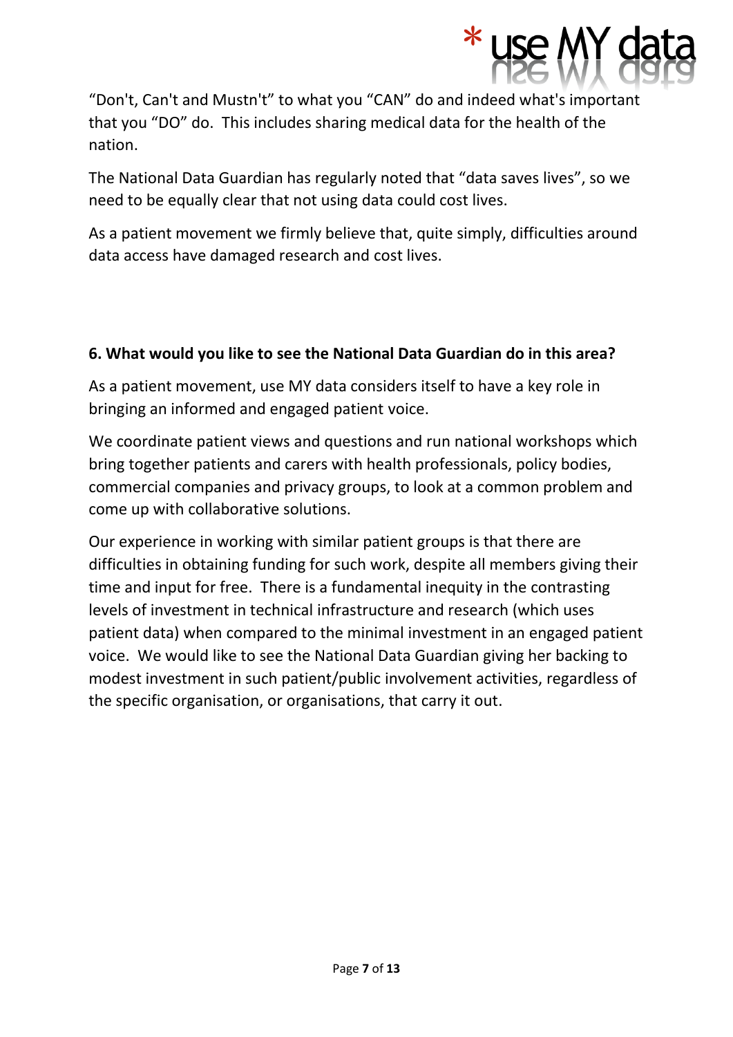"Don't, Can't and Mustn't" to what you "CAN" do and indeed what's important that you "DO" do. This includes sharing medical data for the health of the nation.

The National Data Guardian has regularly noted that "data saves lives", so we need to be equally clear that not using data could cost lives.

As a patient movement we firmly believe that, quite simply, difficulties around data access have damaged research and cost lives.

**6. What would you like to see the National Data Guardian do in this area?**

As a patient movement, use MY data considers itself to have a key role in bringing an informed and engaged patient voice.

We coordinate patient views and questions and run national workshops which bring together patients and carers with health professionals, policy bodies, commercial companies and privacy groups, to look at a common problem and come up with collaborative solutions.

Our experience in working with similar patient groups is that there are difficulties in obtaining funding for such work, despite all members giving their time and input for free. There is a fundamental inequity in the contrasting levels of investment in technical infrastructure and research (which uses patient data) when compared to the minimal investment in an engaged patient voice. We would like to see the National Data Guardian giving her backing to modest investment in such patient/public involvement activities, regardless of the specific organisation, or organisations, that carry it out.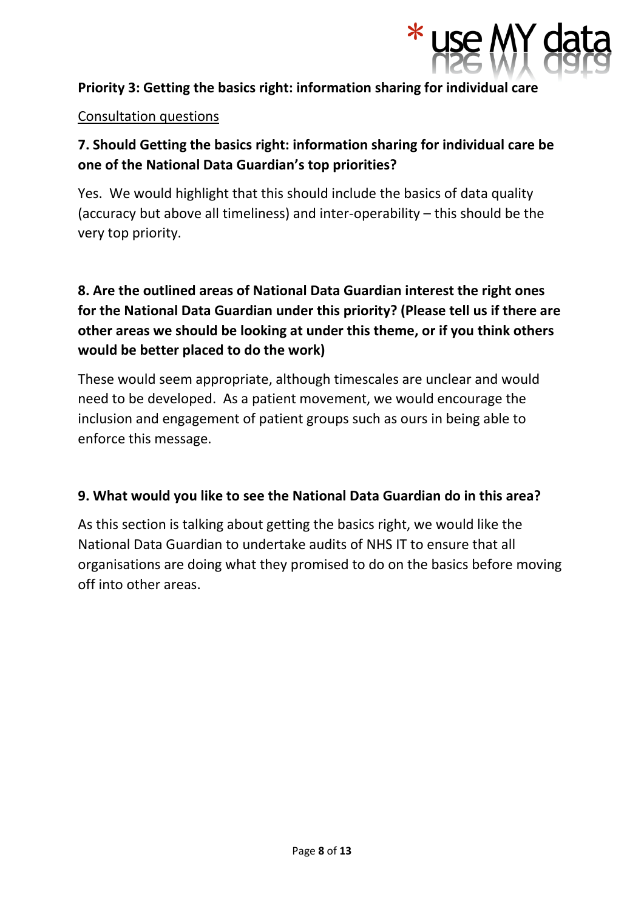**Priority 3: Getting the basics right: information sharing for individual care**

Consultation questions

**7. Should Getting the basics right: information sharing for individual care be one of the National Data Guardian's top priorities?**

Yes. We would highlight that this should include the basics of data quality (accuracy but above all timeliness) and inter-operability – this should be the very top priority.

**8. Are the outlined areas of National Data Guardian interest the right ones for the National Data Guardian under this priority? (Please tell us if there are other areas we should be looking at under this theme, or if you think others would be better placed to do the work)**

These would seem appropriate, although timescales are unclear and would need to be developed. As a patient movement, we would encourage the inclusion and engagement of patient groups such as ours in being able to enforce this message.

**9. What would you like to see the National Data Guardian do in this area?**

As this section is talking about getting the basics right, we would like the National Data Guardian to undertake audits of NHS IT to ensure that all organisations are doing what they promised to do on the basics before moving off into other areas.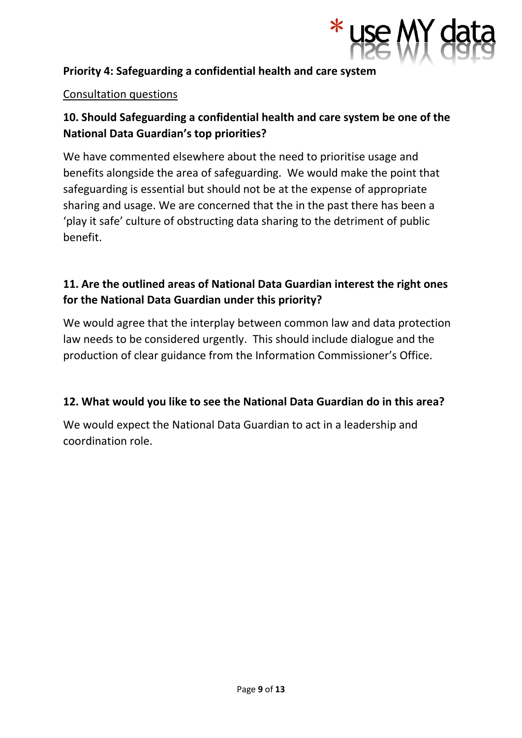**Priority 4: Safeguarding a confidential health and care system**

Consultation questions

**10. Should Safeguarding a confidential health and care system be one of the National Data Guardian's top priorities?**

We have commented elsewhere about the need to prioritise usage and benefits alongside the area of safeguarding. We would make the point that safeguarding is essential but should not be at the expense of appropriate sharing and usage. We are concerned that the in the past there has been a 'play it safe' culture of obstructing data sharing to the detriment of public benefit.

**11. Are the outlined areas of National Data Guardian interest the right ones for the National Data Guardian under this priority?**

We would agree that the interplay between common law and data protection law needs to be considered urgently. This should include dialogue and the production of clear guidance from the Information Commissioner's Office.

**12. What would you like to see the National Data Guardian do in this area?**

We would expect the National Data Guardian to act in a leadership and coordination role.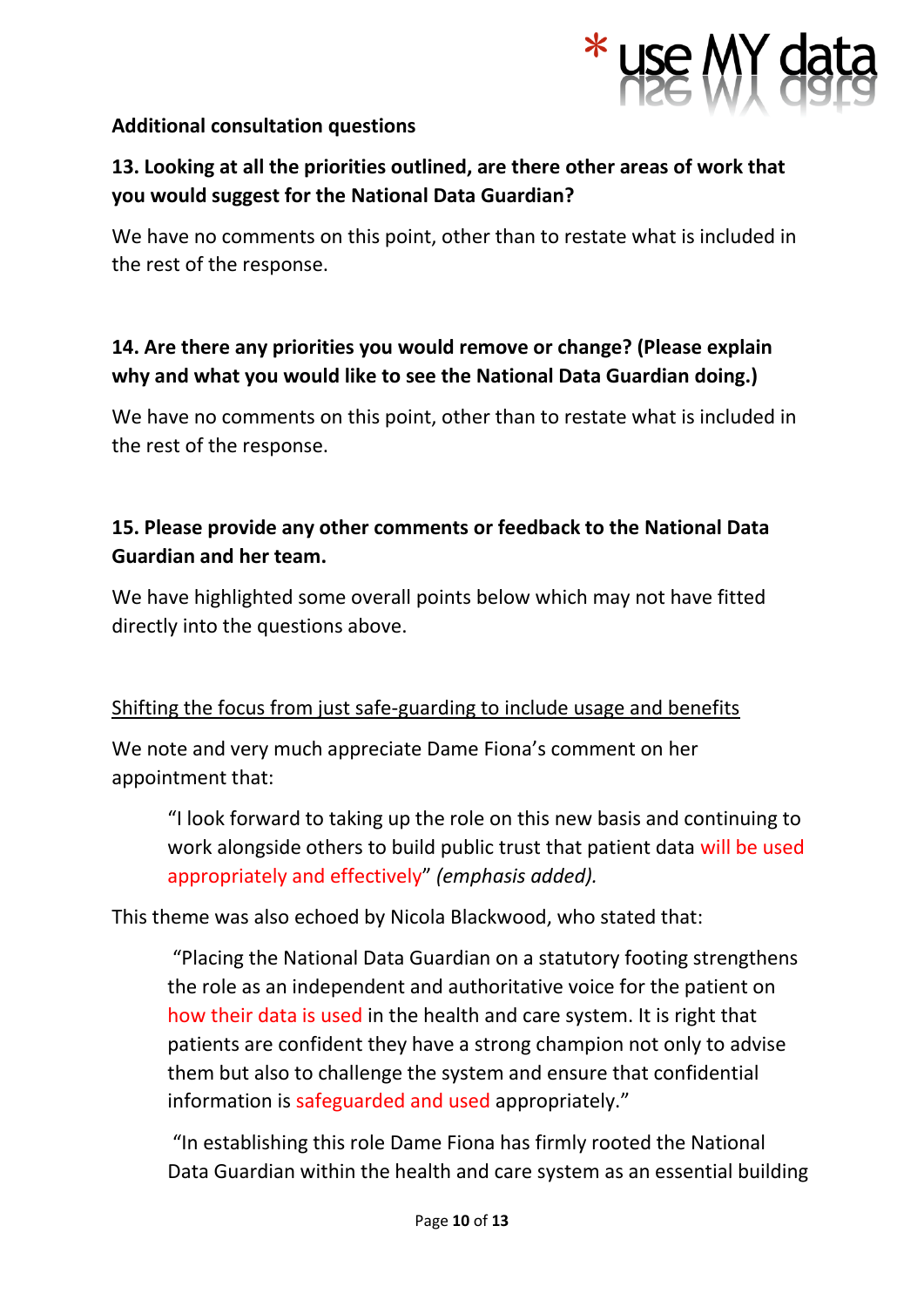**Additional consultation questions**

**13. Looking at all the priorities outlined, are there other areas of work that you would suggest for the National Data Guardian?**

We have no comments on this point, other than to restate what is included in the rest of the response.

**14. Are there any priorities you would remove or change? (Please explain why and what you would like to see the National Data Guardian doing.)**

We have no comments on this point, other than to restate what is included in the rest of the response.

**15. Please provide any other comments or feedback to the National Data Guardian and her team.**

We have highlighted some overall points below which may not have fitted directly into the questions above.

<u>Shifting the focus from just safe-guarding to include usage and benefits</u>

We note and very much appreciate Dame Fiona's comment on her appointment that:

> "I look forward to taking up the role on this new basis and continuing to work alongside others to build public trust that patient data will be used appropriately and effectively" *(emphasis added).*

This theme was also echoed by Nicola Blackwood, who stated that:

> "Placing the National Data Guardian on a statutory footing strengthens the role as an independent and authoritative voice for the patient on how their data is used in the health and care system. It is right that patients are confident they have a strong champion not only to advise them but also to challenge the system and ensure that confidential information is safeguarded and used appropriately."
>
> "In establishing this role Dame Fiona has firmly rooted the National Data Guardian within the health and care system as an essential building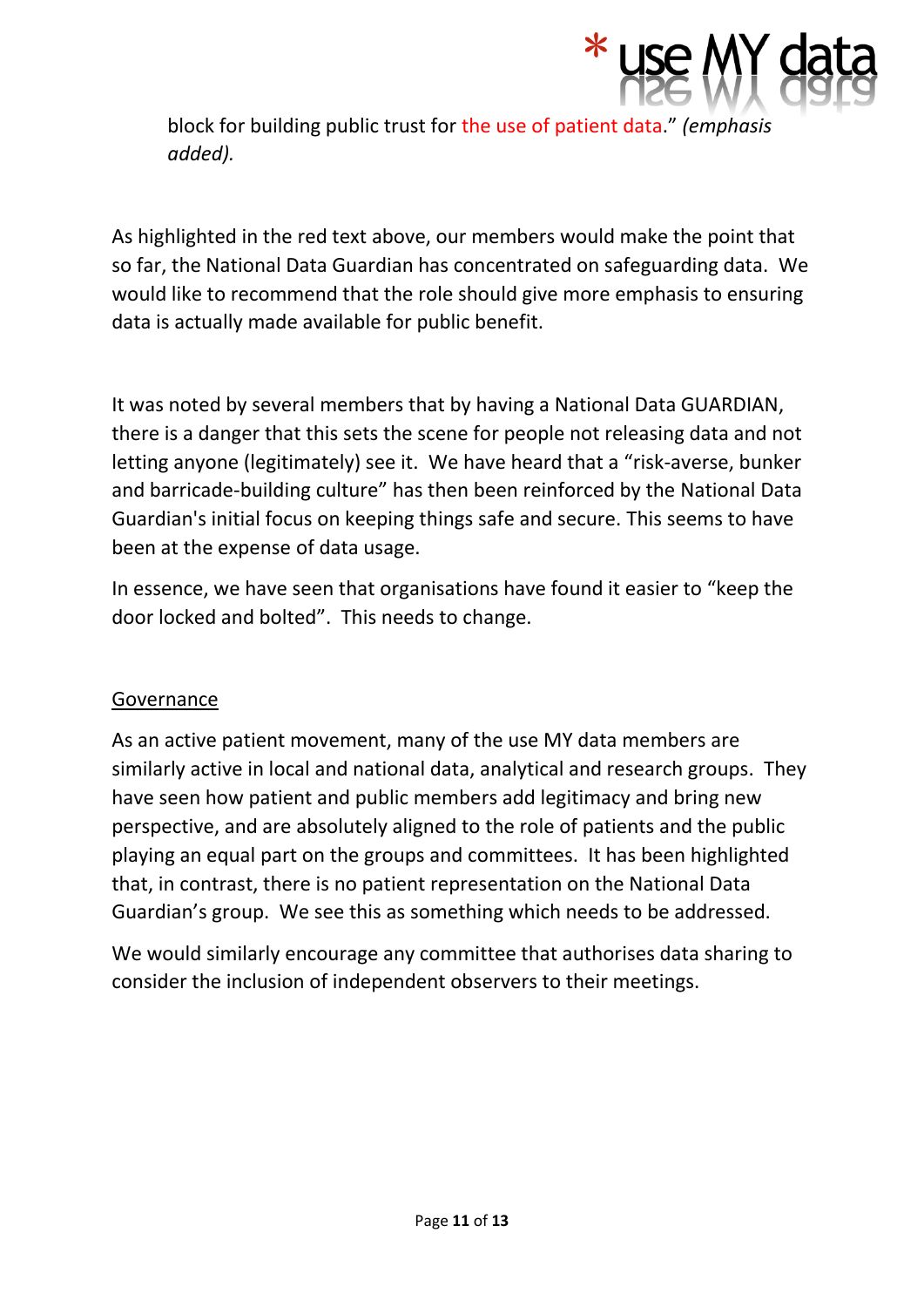block for building public trust for the use of patient data." *(emphasis added).*

As highlighted in the red text above, our members would make the point that so far, the National Data Guardian has concentrated on safeguarding data. We would like to recommend that the role should give more emphasis to ensuring data is actually made available for public benefit.

It was noted by several members that by having a National Data GUARDIAN, there is a danger that this sets the scene for people not releasing data and not letting anyone (legitimately) see it. We have heard that a "risk-averse, bunker and barricade-building culture" has then been reinforced by the National Data Guardian's initial focus on keeping things safe and secure. This seems to have been at the expense of data usage.

In essence, we have seen that organisations have found it easier to "keep the door locked and bolted". This needs to change.

<u>Governance</u>

As an active patient movement, many of the use MY data members are similarly active in local and national data, analytical and research groups. They have seen how patient and public members add legitimacy and bring new perspective, and are absolutely aligned to the role of patients and the public playing an equal part on the groups and committees. It has been highlighted that, in contrast, there is no patient representation on the National Data Guardian's group. We see this as something which needs to be addressed.

We would similarly encourage any committee that authorises data sharing to consider the inclusion of independent observers to their meetings.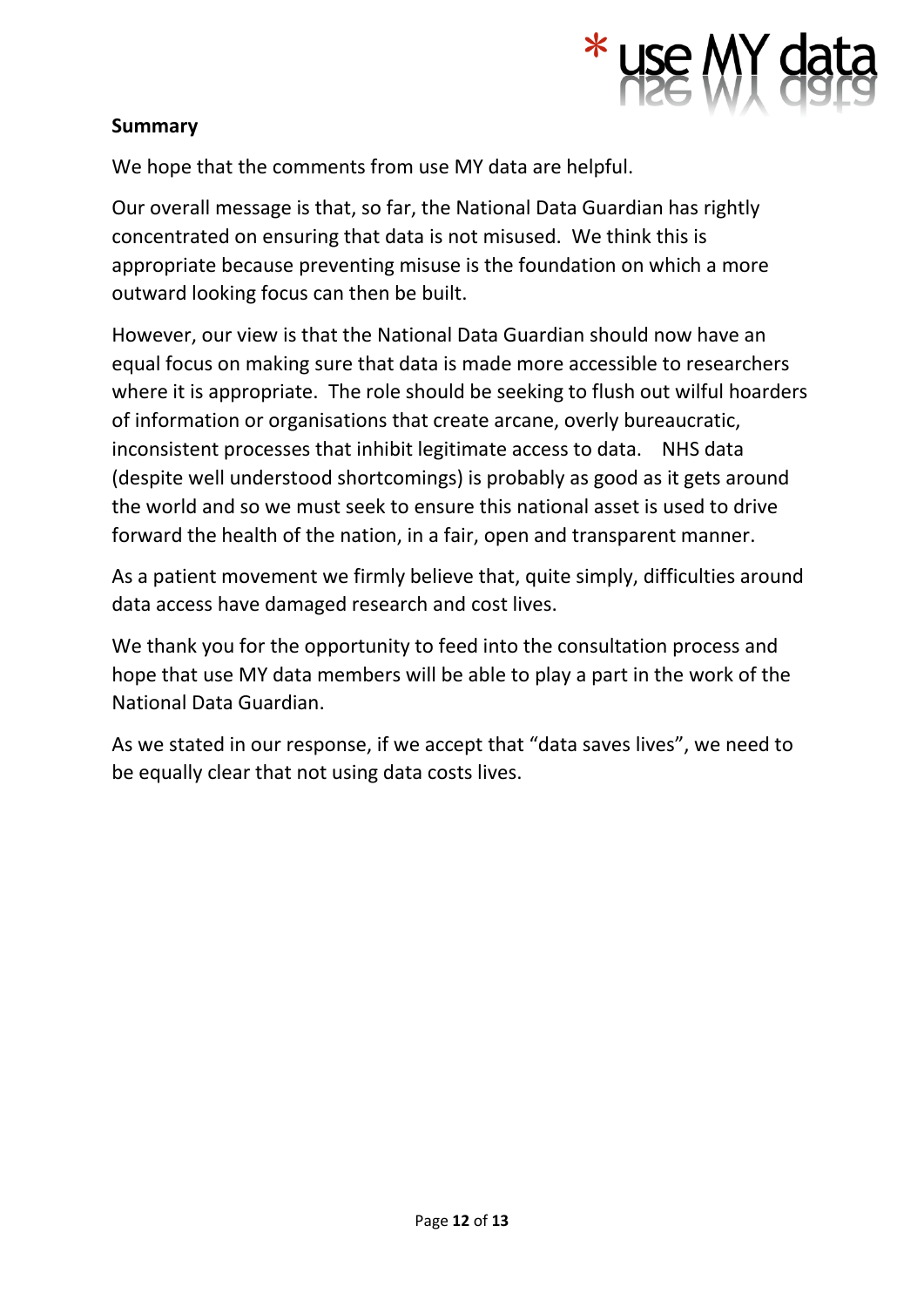**Summary**

We hope that the comments from use MY data are helpful.

Our overall message is that, so far, the National Data Guardian has rightly concentrated on ensuring that data is not misused. We think this is appropriate because preventing misuse is the foundation on which a more outward looking focus can then be built.

However, our view is that the National Data Guardian should now have an equal focus on making sure that data is made more accessible to researchers where it is appropriate. The role should be seeking to flush out wilful hoarders of information or organisations that create arcane, overly bureaucratic, inconsistent processes that inhibit legitimate access to data. NHS data (despite well understood shortcomings) is probably as good as it gets around the world and so we must seek to ensure this national asset is used to drive forward the health of the nation, in a fair, open and transparent manner.

As a patient movement we firmly believe that, quite simply, difficulties around data access have damaged research and cost lives.

We thank you for the opportunity to feed into the consultation process and hope that use MY data members will be able to play a part in the work of the National Data Guardian.

As we stated in our response, if we accept that "data saves lives", we need to be equally clear that not using data costs lives.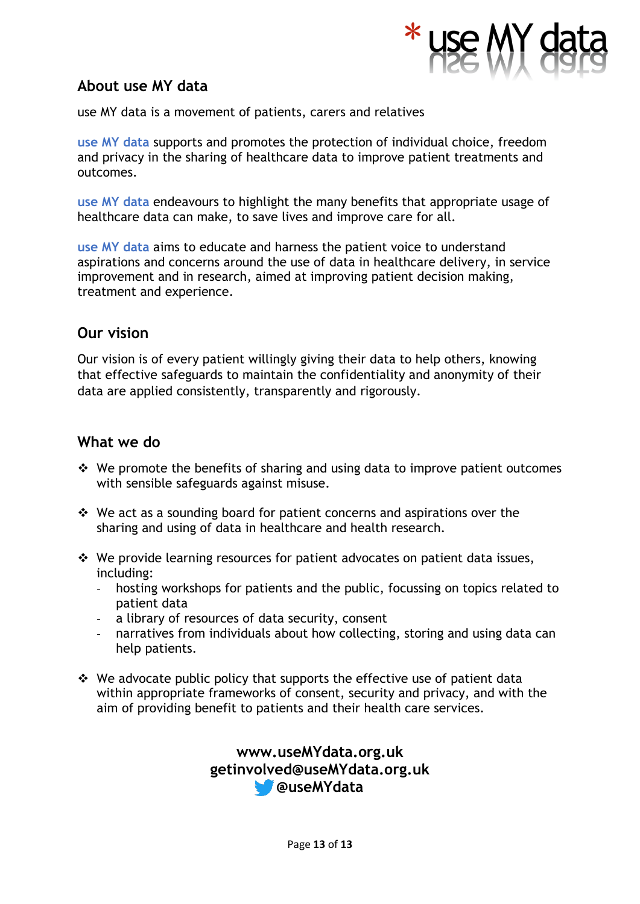\* use MY data

## About use MY data

use MY data is a movement of patients, carers and relatives

use MY data supports and promotes the protection of individual choice, freedom and privacy in the sharing of healthcare data to improve patient treatments and outcomes.

use MY data endeavours to highlight the many benefits that appropriate usage of healthcare data can make, to save lives and improve care for all.

use MY data aims to educate and harness the patient voice to understand aspirations and concerns around the use of data in healthcare delivery, in service improvement and in research, aimed at improving patient decision making, treatment and experience.

## Our vision

Our vision is of every patient willingly giving their data to help others, knowing that effective safeguards to maintain the confidentiality and anonymity of their data are applied consistently, transparently and rigorously.

## What we do

- We promote the benefits of sharing and using data to improve patient outcomes with sensible safeguards against misuse.
- We act as a sounding board for patient concerns and aspirations over the sharing and using of data in healthcare and health research.
- We provide learning resources for patient advocates on patient data issues, including:
  - hosting workshops for patients and the public, focussing on topics related to patient data
  - a library of resources of data security, consent
  - narratives from individuals about how collecting, storing and using data can help patients.
- We advocate public policy that supports the effective use of patient data within appropriate frameworks of consent, security and privacy, and with the aim of providing benefit to patients and their health care services.

**www.useMYdata.org.uk**
**getinvolved@useMYdata.org.uk**
**@useMYdata**